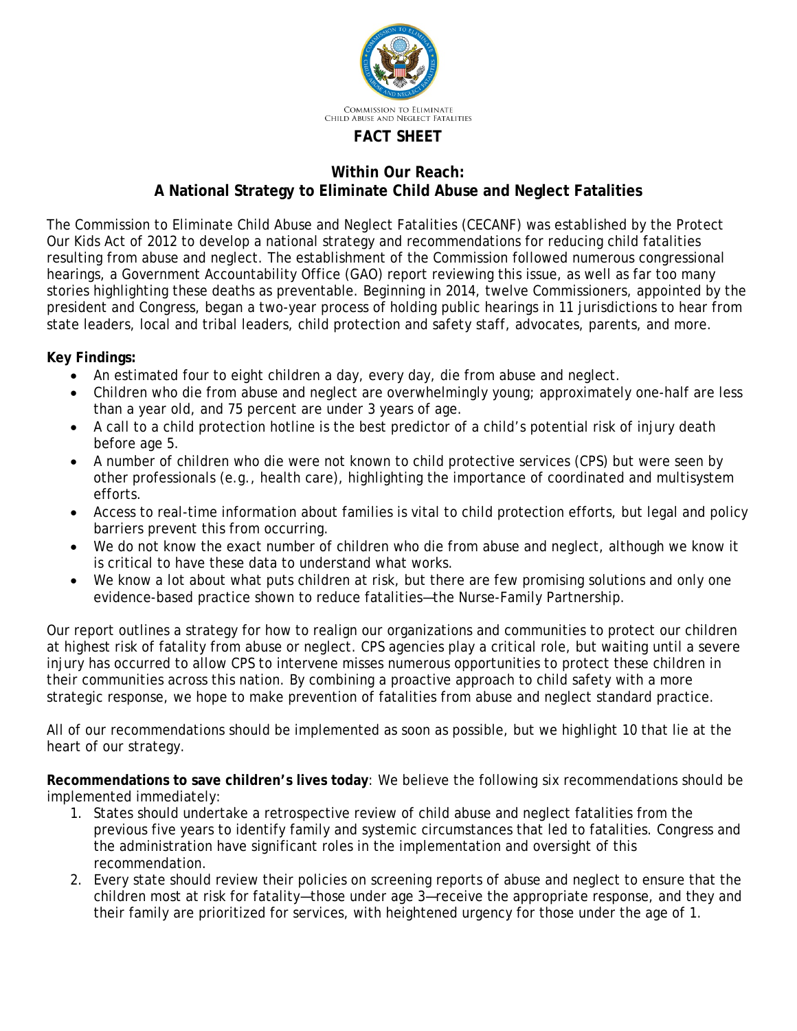COMMISSION TO ELIMINATE CHILD ABUSE AND NEGLECT FATALITIES

# FACT SHEET

## Within Our Reach: A National Strategy to Eliminate Child Abuse and Neglect Fatalities

The Commission to Eliminate Child Abuse and Neglect Fatalities (CECANF) was established by the Protect Our Kids Act of 2012 to develop a national strategy and recommendations for reducing child fatalities resulting from abuse and neglect. The establishment of the Commission followed numerous congressional hearings, a Government Accountability Office (GAO) report reviewing this issue, as well as far too many stories highlighting these deaths as preventable. Beginning in 2014, twelve Commissioners, appointed by the president and Congress, began a two-year process of holding public hearings in 11 jurisdictions to hear from state leaders, local and tribal leaders, child protection and safety staff, advocates, parents, and more.

**Key Findings:**

- An estimated four to eight children a day, every day, die from abuse and neglect.
- Children who die from abuse and neglect are overwhelmingly young; approximately one-half are less than a year old, and 75 percent are under 3 years of age.
- A call to a child protection hotline is the best predictor of a child's potential risk of injury death before age 5.
- A number of children who die were not known to child protective services (CPS) but were seen by other professionals (e.g., health care), highlighting the importance of coordinated and multisystem efforts.
- Access to real-time information about families is vital to child protection efforts, but legal and policy barriers prevent this from occurring.
- We do not know the exact number of children who die from abuse and neglect, although we know it is critical to have these data to understand what works.
- We know a lot about what puts children at risk, but there are few promising solutions and only one evidence-based practice shown to reduce fatalities—the Nurse-Family Partnership.

Our report outlines a strategy for how to realign our organizations and communities to protect our children at highest risk of fatality from abuse or neglect. CPS agencies play a critical role, but waiting until a severe injury has occurred to allow CPS to intervene misses numerous opportunities to protect these children in their communities across this nation. By combining a proactive approach to child safety with a more strategic response, we hope to make prevention of fatalities from abuse and neglect standard practice.

All of our recommendations should be implemented as soon as possible, but we highlight 10 that lie at the heart of our strategy.

**Recommendations to save children's lives today**: We believe the following six recommendations should be implemented immediately:

1. States should undertake a retrospective review of child abuse and neglect fatalities from the previous five years to identify family and systemic circumstances that led to fatalities. Congress and the administration have significant roles in the implementation and oversight of this recommendation.
2. Every state should review their policies on screening reports of abuse and neglect to ensure that the children most at risk for fatality—those under age 3—receive the appropriate response, and they and their family are prioritized for services, with heightened urgency for those under the age of 1.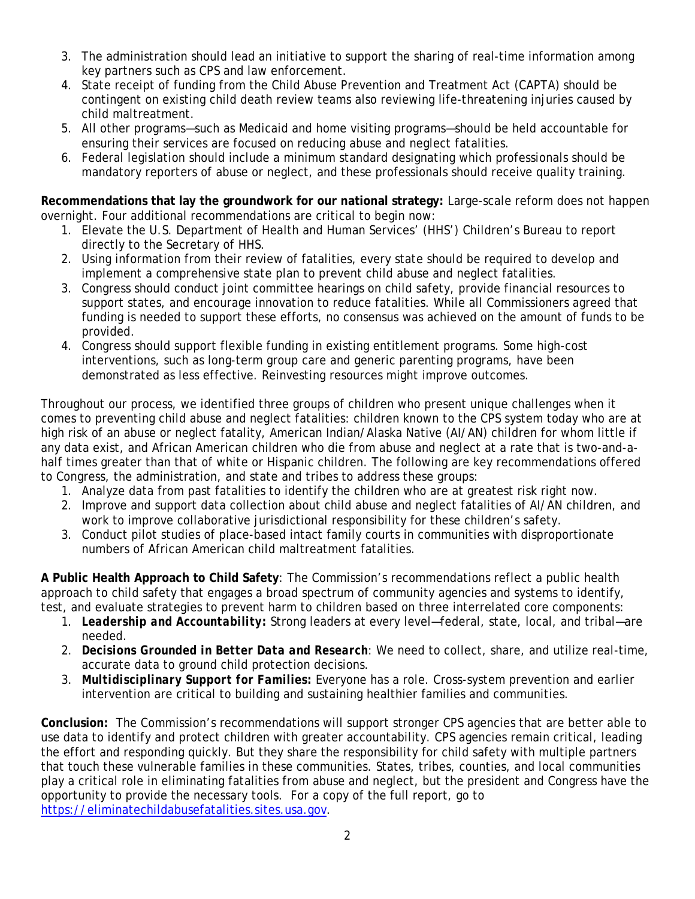3. The administration should lead an initiative to support the sharing of real-time information among key partners such as CPS and law enforcement.
4. State receipt of funding from the Child Abuse Prevention and Treatment Act (CAPTA) should be contingent on existing child death review teams also reviewing life-threatening injuries caused by child maltreatment.
5. All other programs—such as Medicaid and home visiting programs—should be held accountable for ensuring their services are focused on reducing abuse and neglect fatalities.
6. Federal legislation should include a minimum standard designating which professionals should be mandatory reporters of abuse or neglect, and these professionals should receive quality training.

**Recommendations that lay the groundwork for our national strategy:** Large-scale reform does not happen overnight. Four additional recommendations are critical to begin now:

1. Elevate the U.S. Department of Health and Human Services' (HHS') Children's Bureau to report directly to the Secretary of HHS.
2. Using information from their review of fatalities, every state should be required to develop and implement a comprehensive state plan to prevent child abuse and neglect fatalities.
3. Congress should conduct joint committee hearings on child safety, provide financial resources to support states, and encourage innovation to reduce fatalities. While all Commissioners agreed that funding is needed to support these efforts, no consensus was achieved on the amount of funds to be provided.
4. Congress should support flexible funding in existing entitlement programs. Some high-cost interventions, such as long-term group care and generic parenting programs, have been demonstrated as less effective. Reinvesting resources might improve outcomes.

Throughout our process, we identified three groups of children who present unique challenges when it comes to preventing child abuse and neglect fatalities: children known to the CPS system today who are at high risk of an abuse or neglect fatality, American Indian/Alaska Native (AI/AN) children for whom little if any data exist, and African American children who die from abuse and neglect at a rate that is two-and-a-half times greater than that of white or Hispanic children. The following are key recommendations offered to Congress, the administration, and state and tribes to address these groups:

1. Analyze data from past fatalities to identify the children who are at greatest risk right now.
2. Improve and support data collection about child abuse and neglect fatalities of AI/AN children, and work to improve collaborative jurisdictional responsibility for these children's safety.
3. Conduct pilot studies of place-based intact family courts in communities with disproportionate numbers of African American child maltreatment fatalities.

**A Public Health Approach to Child Safety**: The Commission's recommendations reflect a public health approach to child safety that engages a broad spectrum of community agencies and systems to identify, test, and evaluate strategies to prevent harm to children based on three interrelated core components:

1. ***Leadership and Accountability:*** Strong leaders at every level—federal, state, local, and tribal—are needed.
2. ***Decisions Grounded in Better Data and Research***: We need to collect, share, and utilize real-time, accurate data to ground child protection decisions.
3. ***Multidisciplinary Support for Families:*** Everyone has a role. Cross-system prevention and earlier intervention are critical to building and sustaining healthier families and communities.

**Conclusion:** The Commission's recommendations will support stronger CPS agencies that are better able to use data to identify and protect children with greater accountability. CPS agencies remain critical, leading the effort and responding quickly. But they share the responsibility for child safety with multiple partners that touch these vulnerable families in these communities. States, tribes, counties, and local communities play a critical role in eliminating fatalities from abuse and neglect, but the president and Congress have the opportunity to provide the necessary tools. For a copy of the full report, go to [https://eliminatechildabusefatalities.sites.usa.gov](https://eliminatechildabusefatalities.sites.usa.gov).